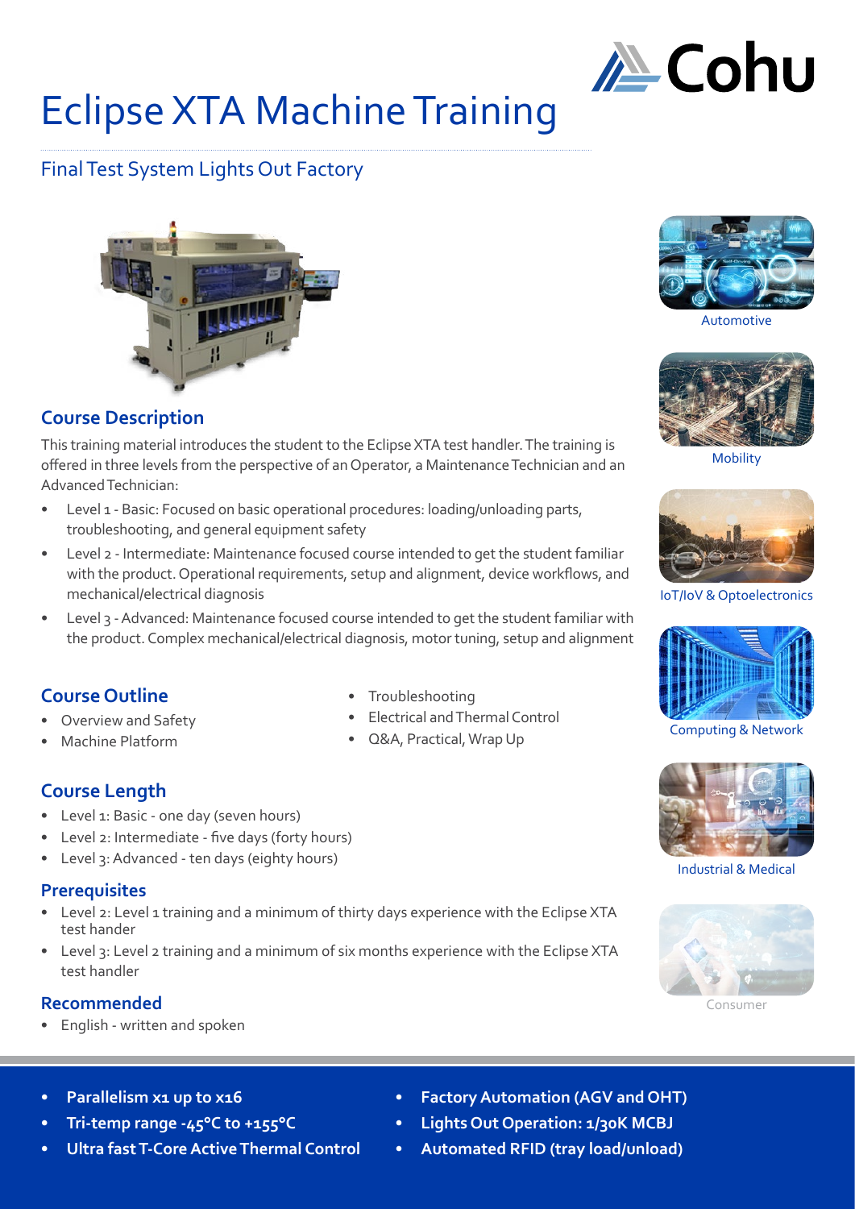# Eclipse XTA Machine Training

## Final Test System Lights Out Factory

Automotive

Mobility

IoT/IoV & Optoelectronics

Computing & Network

Industrial & Medical

Consumer

## Course Description

This training material introduces the student to the Eclipse XTA test handler. The training is offered in three levels from the perspective of an Operator, a Maintenance Technician and an Advanced Technician:

- Level 1 - Basic: Focused on basic operational procedures: loading/unloading parts, troubleshooting, and general equipment safety
- Level 2 - Intermediate: Maintenance focused course intended to get the student familiar with the product. Operational requirements, setup and alignment, device workflows, and mechanical/electrical diagnosis
- Level 3 - Advanced: Maintenance focused course intended to get the student familiar with the product. Complex mechanical/electrical diagnosis, motor tuning, setup and alignment

## Course Outline

- Overview and Safety
- Machine Platform
- Troubleshooting
- Electrical and Thermal Control
- Q&A, Practical, Wrap Up

## Course Length

- Level 1: Basic - one day (seven hours)
- Level 2: Intermediate - five days (forty hours)
- Level 3: Advanced - ten days (eighty hours)

## Prerequisites

- Level 2: Level 1 training and a minimum of thirty days experience with the Eclipse XTA test hander
- Level 3: Level 2 training and a minimum of six months experience with the Eclipse XTA test handler

## Recommended

- English - written and spoken

- **Parallelism x1 up to x16**
- **Tri-temp range -45°C to +155°C**
- **Ultra fast T-Core Active Thermal Control**
- **Factory Automation (AGV and OHT)**
- **Lights Out Operation: 1/30K MCBJ**
- **Automated RFID (tray load/unload)**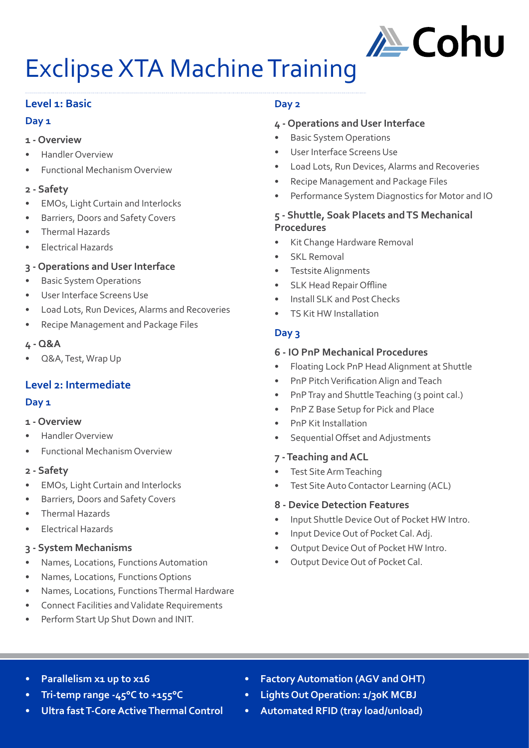# Exclipse XTA Machine Training

## Level 1: Basic

### Day 1

**1 - Overview**

- Handler Overview
- Functional Mechanism Overview

**2 - Safety**

- EMOs, Light Curtain and Interlocks
- Barriers, Doors and Safety Covers
- Thermal Hazards
- Electrical Hazards

**3 - Operations and User Interface**

- Basic System Operations
- User Interface Screens Use
- Load Lots, Run Devices, Alarms and Recoveries
- Recipe Management and Package Files

**4 - Q&A**

- Q&A, Test, Wrap Up

## Level 2: Intermediate

### Day 1

**1 - Overview**

- Handler Overview
- Functional Mechanism Overview

**2 - Safety**

- EMOs, Light Curtain and Interlocks
- Barriers, Doors and Safety Covers
- Thermal Hazards
- Electrical Hazards

**3 - System Mechanisms**

- Names, Locations, Functions Automation
- Names, Locations, Functions Options
- Names, Locations, Functions Thermal Hardware
- Connect Facilities and Validate Requirements
- Perform Start Up Shut Down and INIT.

### Day 2

**4 - Operations and User Interface**

- Basic System Operations
- User Interface Screens Use
- Load Lots, Run Devices, Alarms and Recoveries
- Recipe Management and Package Files
- Performance System Diagnostics for Motor and IO

**5 - Shuttle, Soak Placets and TS Mechanical Procedures**

- Kit Change Hardware Removal
- SKL Removal
- Testsite Alignments
- SLK Head Repair Offline
- Install SLK and Post Checks
- TS Kit HW Installation

### Day 3

**6 - IO PnP Mechanical Procedures**

- Floating Lock PnP Head Alignment at Shuttle
- PnP Pitch Verification Align and Teach
- PnP Tray and Shuttle Teaching (3 point cal.)
- PnP Z Base Setup for Pick and Place
- PnP Kit Installation
- Sequential Offset and Adjustments

**7 - Teaching and ACL**

- Test Site Arm Teaching
- Test Site Auto Contactor Learning (ACL)

**8 - Device Detection Features**

- Input Shuttle Device Out of Pocket HW Intro.
- Input Device Out of Pocket Cal. Adj.
- Output Device Out of Pocket HW Intro.
- Output Device Out of Pocket Cal.

---

- **Parallelism x1 up to x16**
- **Tri-temp range -45°C to +155°C**
- **Ultra fast T-Core Active Thermal Control**
- **Factory Automation (AGV and OHT)**
- **Lights Out Operation: 1/30K MCBJ**
- **Automated RFID (tray load/unload)**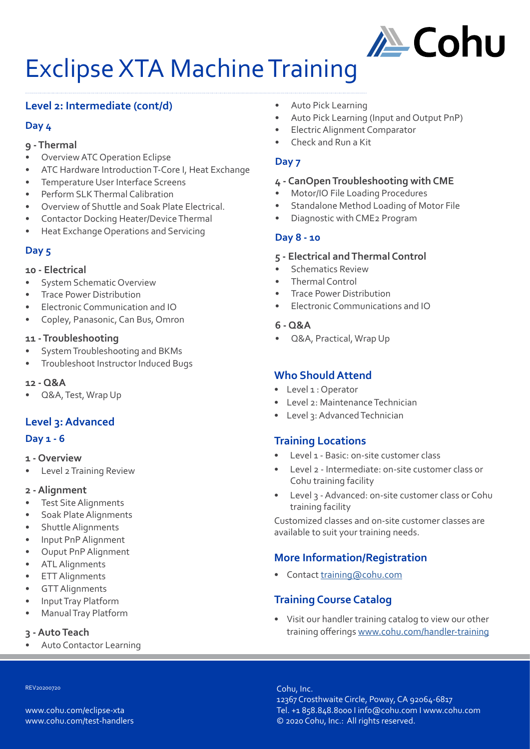# Exclipse XTA Machine Training

## Level 2: Intermediate (cont/d)

### Day 4

**9 - Thermal**

- Overview ATC Operation Eclipse
- ATC Hardware Introduction T-Core I, Heat Exchange
- Temperature User Interface Screens
- Perform SLK Thermal Calibration
- Overview of Shuttle and Soak Plate Electrical.
- Contactor Docking Heater/Device Thermal
- Heat Exchange Operations and Servicing

### Day 5

**10 - Electrical**

- System Schematic Overview
- Trace Power Distribution
- Electronic Communication and IO
- Copley, Panasonic, Can Bus, Omron

**11 - Troubleshooting**

- System Troubleshooting and BKMs
- Troubleshoot Instructor Induced Bugs

**12 - Q&A**

- Q&A, Test, Wrap Up

## Level 3: Advanced

### Day 1 - 6

**1 - Overview**

- Level 2 Training Review

**2 - Alignment**

- Test Site Alignments
- Soak Plate Alignments
- Shuttle Alignments
- Input PnP Alignment
- Ouput PnP Alignment
- ATL Alignments
- ETT Alignments
- GTT Alignments
- Input Tray Platform
- Manual Tray Platform

**3 - Auto Teach**

- Auto Contactor Learning
- Auto Pick Learning
- Auto Pick Learning (Input and Output PnP)
- Electric Alignment Comparator
- Check and Run a Kit

### Day 7

**4 - CanOpen Troubleshooting with CME**

- Motor/IO File Loading Procedures
- Standalone Method Loading of Motor File
- Diagnostic with CME2 Program

### Day 8 - 10

**5 - Electrical and Thermal Control**

- Schematics Review
- Thermal Control
- Trace Power Distribution
- Electronic Communications and IO

**6 - Q&A**

- Q&A, Practical, Wrap Up

## Who Should Attend

- Level 1 : Operator
- Level 2: Maintenance Technician
- Level 3: Advanced Technician

## Training Locations

- Level 1 - Basic: on-site customer class
- Level 2 - Intermediate: on-site customer class or Cohu training facility
- Level 3 - Advanced: on-site customer class or Cohu training facility

Customized classes and on-site customer classes are available to suit your training needs.

## More Information/Registration

- Contact training@cohu.com

## Training Course Catalog

- Visit our handler training catalog to view our other training offerings www.cohu.com/handler-training

REV20200720

www.cohu.com/eclipse-xta
www.cohu.com/test-handlers

Cohu, Inc.
12367 Crosthwaite Circle, Poway, CA 92064-6817
Tel. +1 858.848.8000 I info@cohu.com I www.cohu.com
© 2020 Cohu, Inc.: All rights reserved.